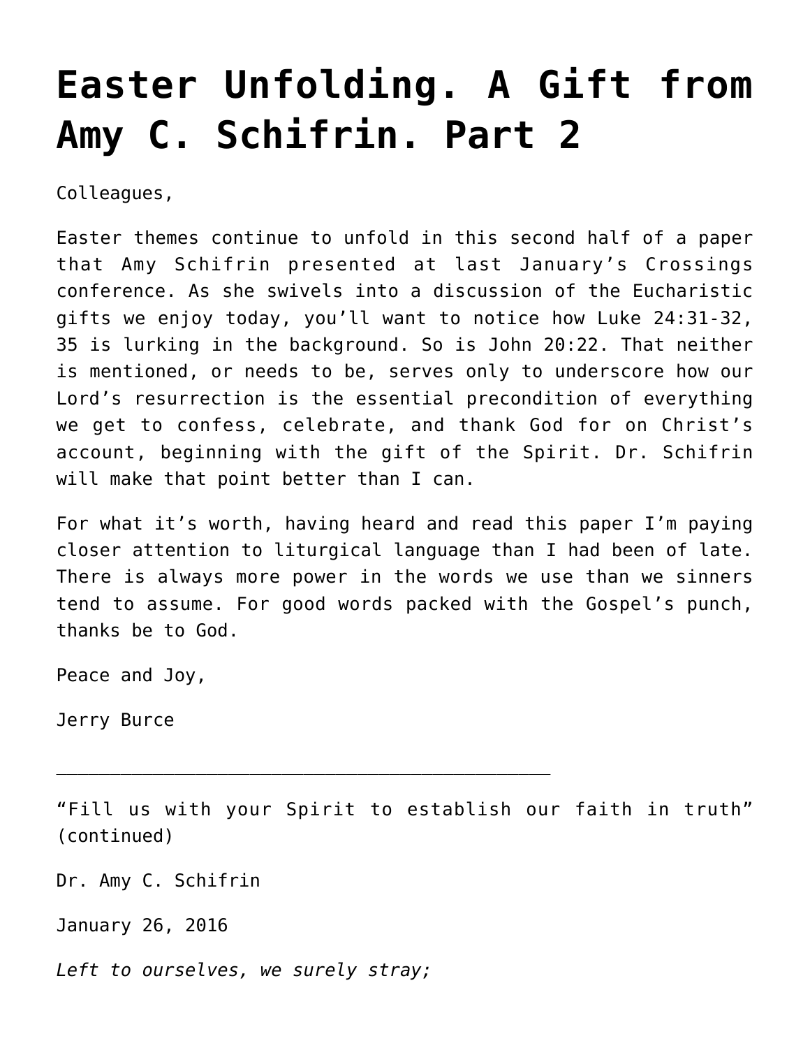# Easter Unfolding. A Gift from Amy C. Schifrin. Part 2

Colleagues,

Easter themes continue to unfold in this second half of a paper that Amy Schifrin presented at last January's Crossings conference. As she swivels into a discussion of the Eucharistic gifts we enjoy today, you'll want to notice how Luke 24:31-32, 35 is lurking in the background. So is John 20:22. That neither is mentioned, or needs to be, serves only to underscore how our Lord's resurrection is the essential precondition of everything we get to confess, celebrate, and thank God for on Christ's account, beginning with the gift of the Spirit. Dr. Schifrin will make that point better than I can.

For what it's worth, having heard and read this paper I'm paying closer attention to liturgical language than I had been of late. There is always more power in the words we use than we sinners tend to assume. For good words packed with the Gospel's punch, thanks be to God.

Peace and Joy,

Jerry Burce

---

"Fill us with your Spirit to establish our faith in truth" (continued)

Dr. Amy C. Schifrin

January 26, 2016

*Left to ourselves, we surely stray;*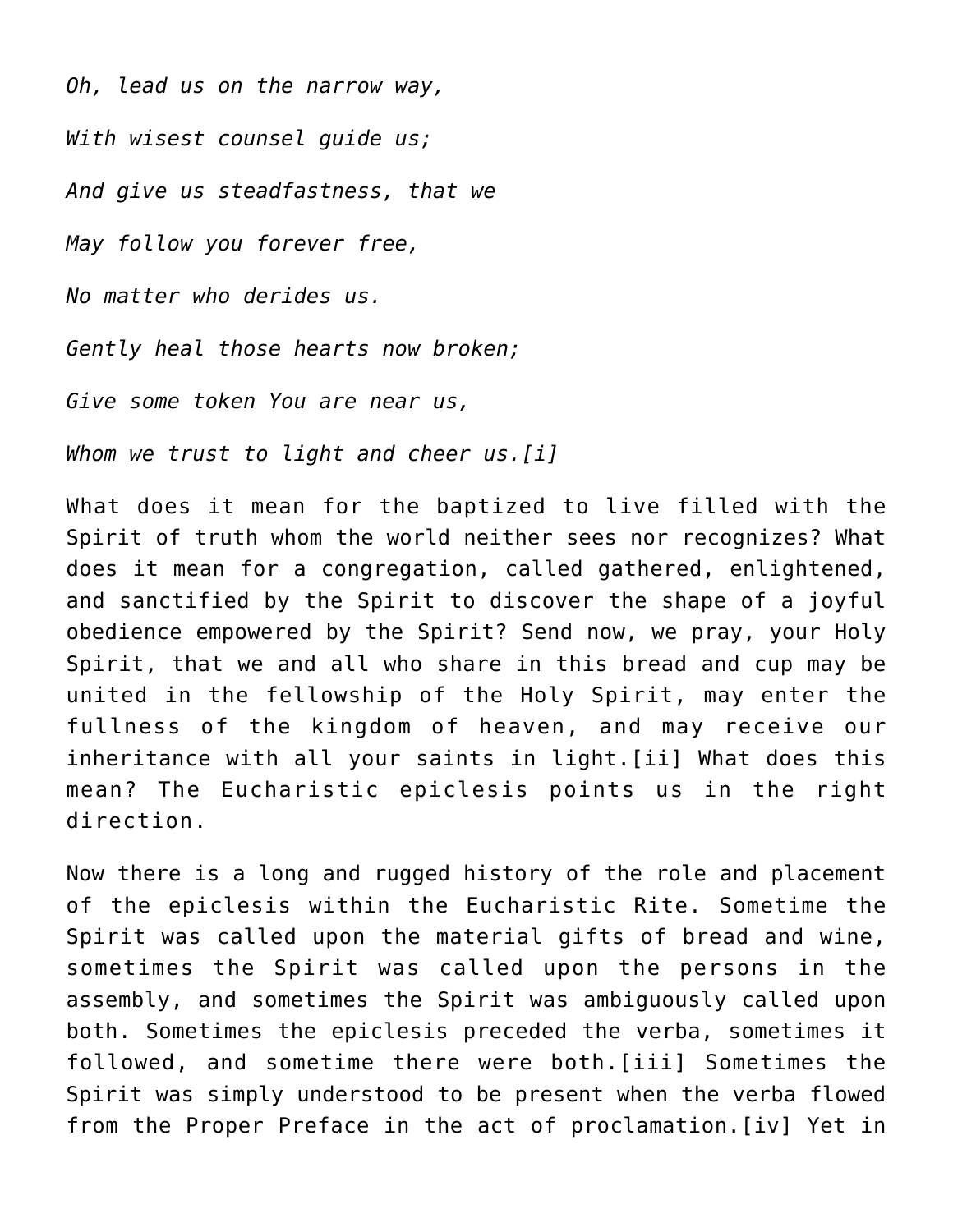*Oh, lead us on the narrow way,*

*With wisest counsel guide us;*

*And give us steadfastness, that we*

*May follow you forever free,*

*No matter who derides us.*

*Gently heal those hearts now broken;*

*Give some token You are near us,*

*Whom we trust to light and cheer us.[i]*

What does it mean for the baptized to live filled with the Spirit of truth whom the world neither sees nor recognizes? What does it mean for a congregation, called gathered, enlightened, and sanctified by the Spirit to discover the shape of a joyful obedience empowered by the Spirit? Send now, we pray, your Holy Spirit, that we and all who share in this bread and cup may be united in the fellowship of the Holy Spirit, may enter the fullness of the kingdom of heaven, and may receive our inheritance with all your saints in light.[ii] What does this mean? The Eucharistic epiclesis points us in the right direction.

Now there is a long and rugged history of the role and placement of the epiclesis within the Eucharistic Rite. Sometime the Spirit was called upon the material gifts of bread and wine, sometimes the Spirit was called upon the persons in the assembly, and sometimes the Spirit was ambiguously called upon both. Sometimes the epiclesis preceded the verba, sometimes it followed, and sometime there were both.[iii] Sometimes the Spirit was simply understood to be present when the verba flowed from the Proper Preface in the act of proclamation.[iv] Yet in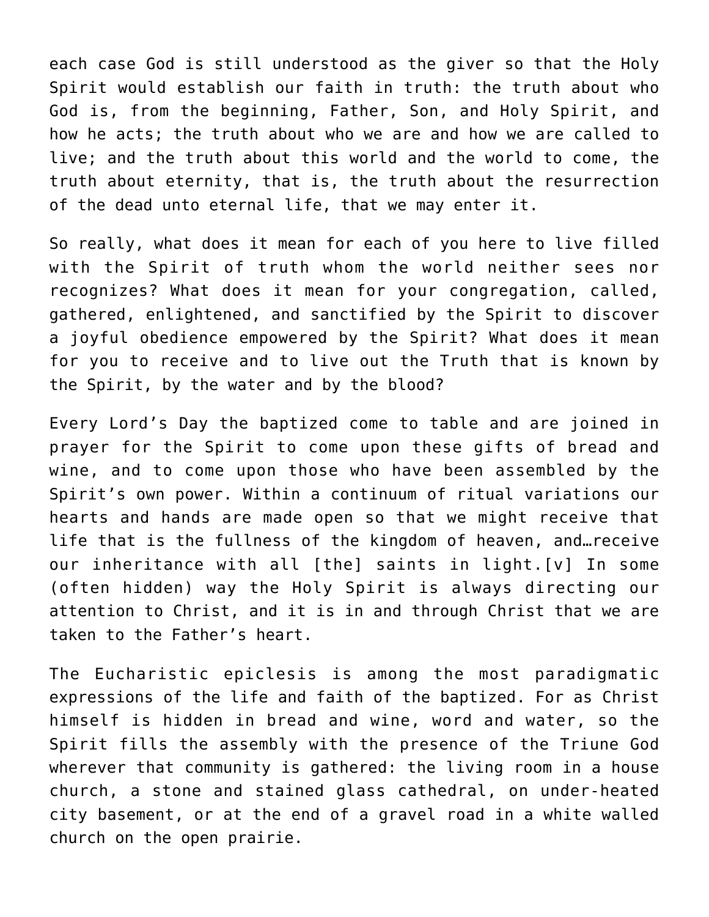each case God is still understood as the giver so that the Holy Spirit would establish our faith in truth: the truth about who God is, from the beginning, Father, Son, and Holy Spirit, and how he acts; the truth about who we are and how we are called to live; and the truth about this world and the world to come, the truth about eternity, that is, the truth about the resurrection of the dead unto eternal life, that we may enter it.

So really, what does it mean for each of you here to live filled with the Spirit of truth whom the world neither sees nor recognizes? What does it mean for your congregation, called, gathered, enlightened, and sanctified by the Spirit to discover a joyful obedience empowered by the Spirit? What does it mean for you to receive and to live out the Truth that is known by the Spirit, by the water and by the blood?

Every Lord's Day the baptized come to table and are joined in prayer for the Spirit to come upon these gifts of bread and wine, and to come upon those who have been assembled by the Spirit's own power. Within a continuum of ritual variations our hearts and hands are made open so that we might receive that life that is the fullness of the kingdom of heaven, and…receive our inheritance with all [the] saints in light.[v] In some (often hidden) way the Holy Spirit is always directing our attention to Christ, and it is in and through Christ that we are taken to the Father's heart.

The Eucharistic epiclesis is among the most paradigmatic expressions of the life and faith of the baptized. For as Christ himself is hidden in bread and wine, word and water, so the Spirit fills the assembly with the presence of the Triune God wherever that community is gathered: the living room in a house church, a stone and stained glass cathedral, on under-heated city basement, or at the end of a gravel road in a white walled church on the open prairie.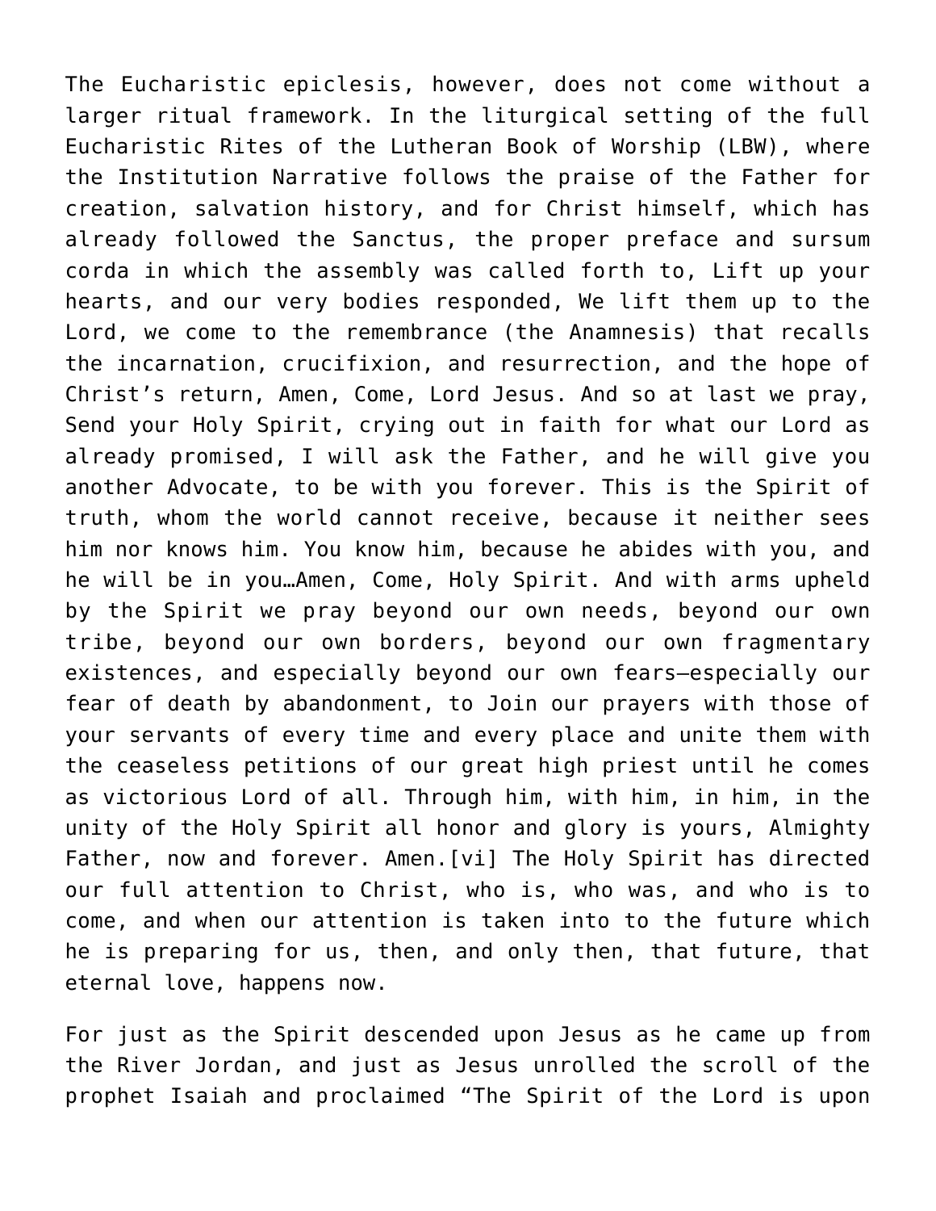The Eucharistic epiclesis, however, does not come without a larger ritual framework. In the liturgical setting of the full Eucharistic Rites of the Lutheran Book of Worship (LBW), where the Institution Narrative follows the praise of the Father for creation, salvation history, and for Christ himself, which has already followed the Sanctus, the proper preface and sursum corda in which the assembly was called forth to, Lift up your hearts, and our very bodies responded, We lift them up to the Lord, we come to the remembrance (the Anamnesis) that recalls the incarnation, crucifixion, and resurrection, and the hope of Christ's return, Amen, Come, Lord Jesus. And so at last we pray, Send your Holy Spirit, crying out in faith for what our Lord as already promised, I will ask the Father, and he will give you another Advocate, to be with you forever. This is the Spirit of truth, whom the world cannot receive, because it neither sees him nor knows him. You know him, because he abides with you, and he will be in you…Amen, Come, Holy Spirit. And with arms upheld by the Spirit we pray beyond our own needs, beyond our own tribe, beyond our own borders, beyond our own fragmentary existences, and especially beyond our own fears—especially our fear of death by abandonment, to Join our prayers with those of your servants of every time and every place and unite them with the ceaseless petitions of our great high priest until he comes as victorious Lord of all. Through him, with him, in him, in the unity of the Holy Spirit all honor and glory is yours, Almighty Father, now and forever. Amen.[vi] The Holy Spirit has directed our full attention to Christ, who is, who was, and who is to come, and when our attention is taken into to the future which he is preparing for us, then, and only then, that future, that eternal love, happens now.

For just as the Spirit descended upon Jesus as he came up from the River Jordan, and just as Jesus unrolled the scroll of the prophet Isaiah and proclaimed "The Spirit of the Lord is upon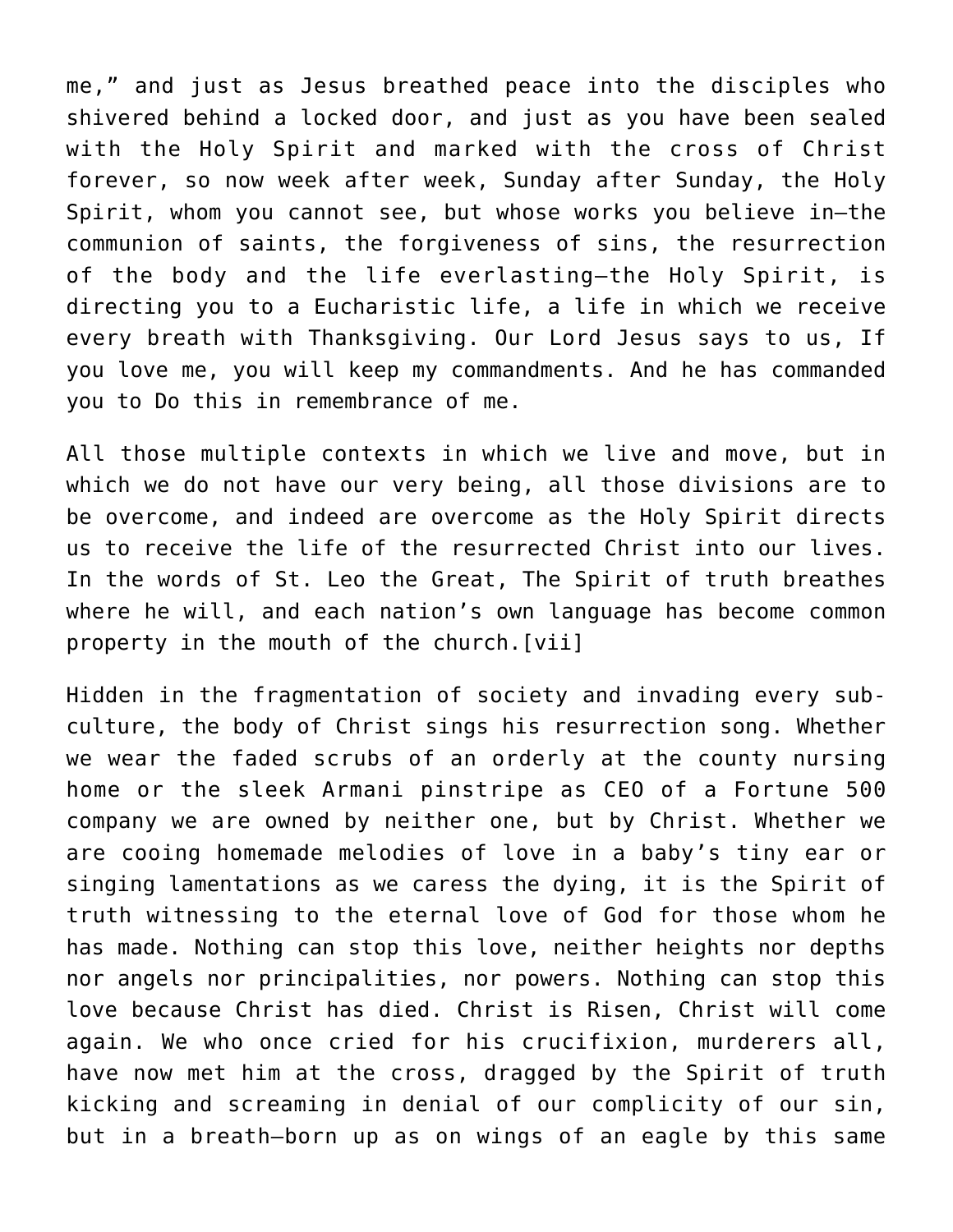me," and just as Jesus breathed peace into the disciples who shivered behind a locked door, and just as you have been sealed with the Holy Spirit and marked with the cross of Christ forever, so now week after week, Sunday after Sunday, the Holy Spirit, whom you cannot see, but whose works you believe in—the communion of saints, the forgiveness of sins, the resurrection of the body and the life everlasting—the Holy Spirit, is directing you to a Eucharistic life, a life in which we receive every breath with Thanksgiving. Our Lord Jesus says to us, If you love me, you will keep my commandments. And he has commanded you to Do this in remembrance of me.

All those multiple contexts in which we live and move, but in which we do not have our very being, all those divisions are to be overcome, and indeed are overcome as the Holy Spirit directs us to receive the life of the resurrected Christ into our lives. In the words of St. Leo the Great, The Spirit of truth breathes where he will, and each nation's own language has become common property in the mouth of the church.[vii]

Hidden in the fragmentation of society and invading every sub-culture, the body of Christ sings his resurrection song. Whether we wear the faded scrubs of an orderly at the county nursing home or the sleek Armani pinstripe as CEO of a Fortune 500 company we are owned by neither one, but by Christ. Whether we are cooing homemade melodies of love in a baby's tiny ear or singing lamentations as we caress the dying, it is the Spirit of truth witnessing to the eternal love of God for those whom he has made. Nothing can stop this love, neither heights nor depths nor angels nor principalities, nor powers. Nothing can stop this love because Christ has died. Christ is Risen, Christ will come again. We who once cried for his crucifixion, murderers all, have now met him at the cross, dragged by the Spirit of truth kicking and screaming in denial of our complicity of our sin, but in a breath—born up as on wings of an eagle by this same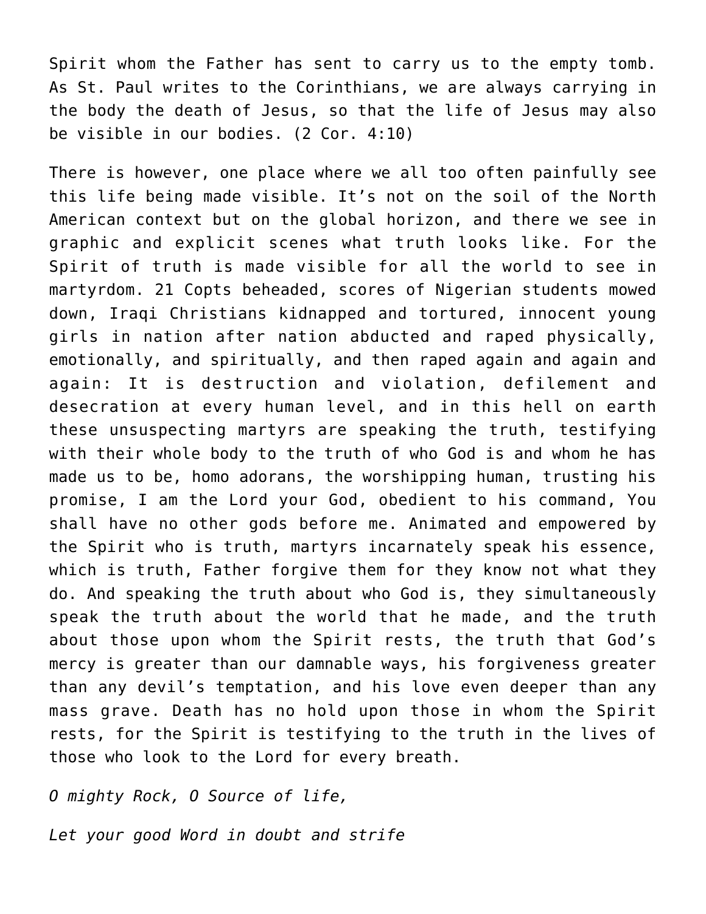Spirit whom the Father has sent to carry us to the empty tomb. As St. Paul writes to the Corinthians, we are always carrying in the body the death of Jesus, so that the life of Jesus may also be visible in our bodies. (2 Cor. 4:10)

There is however, one place where we all too often painfully see this life being made visible. It's not on the soil of the North American context but on the global horizon, and there we see in graphic and explicit scenes what truth looks like. For the Spirit of truth is made visible for all the world to see in martyrdom. 21 Copts beheaded, scores of Nigerian students mowed down, Iraqi Christians kidnapped and tortured, innocent young girls in nation after nation abducted and raped physically, emotionally, and spiritually, and then raped again and again and again: It is destruction and violation, defilement and desecration at every human level, and in this hell on earth these unsuspecting martyrs are speaking the truth, testifying with their whole body to the truth of who God is and whom he has made us to be, homo adorans, the worshipping human, trusting his promise, I am the Lord your God, obedient to his command, You shall have no other gods before me. Animated and empowered by the Spirit who is truth, martyrs incarnately speak his essence, which is truth, Father forgive them for they know not what they do. And speaking the truth about who God is, they simultaneously speak the truth about the world that he made, and the truth about those upon whom the Spirit rests, the truth that God's mercy is greater than our damnable ways, his forgiveness greater than any devil's temptation, and his love even deeper than any mass grave. Death has no hold upon those in whom the Spirit rests, for the Spirit is testifying to the truth in the lives of those who look to the Lord for every breath.

*O mighty Rock, O Source of life,*

*Let your good Word in doubt and strife*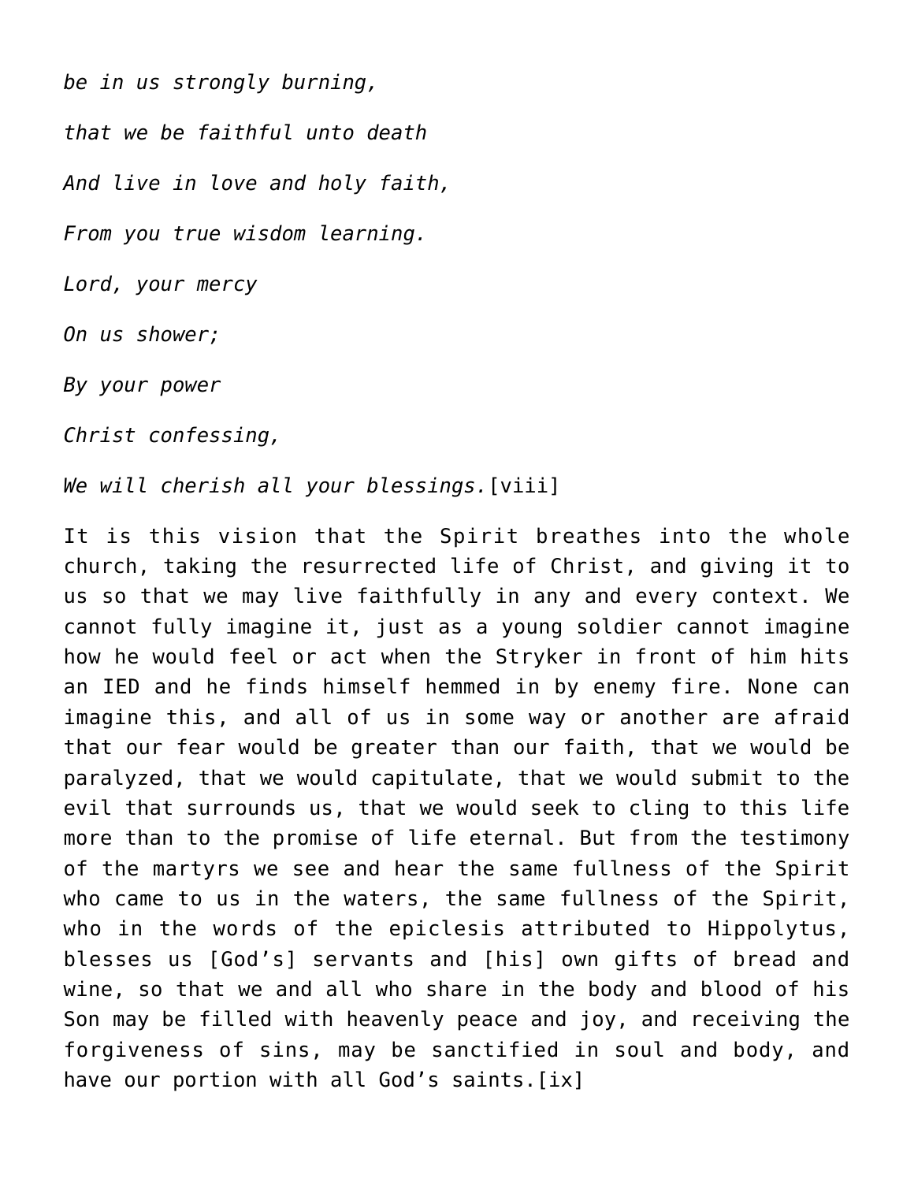*be in us strongly burning,*

*that we be faithful unto death*

*And live in love and holy faith,*

*From you true wisdom learning.*

*Lord, your mercy*

*On us shower;*

*By your power*

*Christ confessing,*

*We will cherish all your blessings.*[viii]

It is this vision that the Spirit breathes into the whole church, taking the resurrected life of Christ, and giving it to us so that we may live faithfully in any and every context. We cannot fully imagine it, just as a young soldier cannot imagine how he would feel or act when the Stryker in front of him hits an IED and he finds himself hemmed in by enemy fire. None can imagine this, and all of us in some way or another are afraid that our fear would be greater than our faith, that we would be paralyzed, that we would capitulate, that we would submit to the evil that surrounds us, that we would seek to cling to this life more than to the promise of life eternal. But from the testimony of the martyrs we see and hear the same fullness of the Spirit who came to us in the waters, the same fullness of the Spirit, who in the words of the epiclesis attributed to Hippolytus, blesses us [God's] servants and [his] own gifts of bread and wine, so that we and all who share in the body and blood of his Son may be filled with heavenly peace and joy, and receiving the forgiveness of sins, may be sanctified in soul and body, and have our portion with all God's saints.[ix]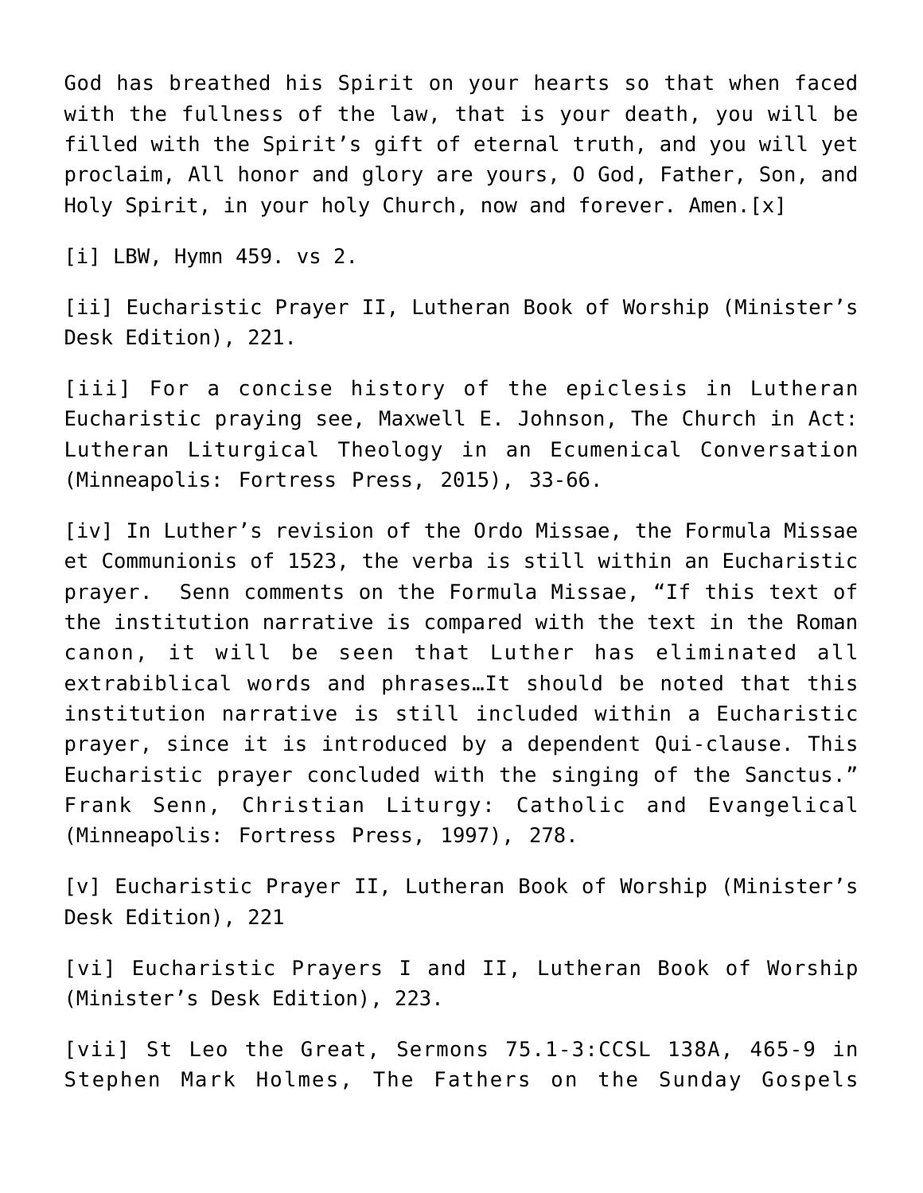God has breathed his Spirit on your hearts so that when faced with the fullness of the law, that is your death, you will be filled with the Spirit's gift of eternal truth, and you will yet proclaim, All honor and glory are yours, O God, Father, Son, and Holy Spirit, in your holy Church, now and forever. Amen.[x]

[i] LBW, Hymn 459. vs 2.

[ii] Eucharistic Prayer II, Lutheran Book of Worship (Minister's Desk Edition), 221.

[iii] For a concise history of the epiclesis in Lutheran Eucharistic praying see, Maxwell E. Johnson, The Church in Act: Lutheran Liturgical Theology in an Ecumenical Conversation (Minneapolis: Fortress Press, 2015), 33-66.

[iv] In Luther's revision of the Ordo Missae, the Formula Missae et Communionis of 1523, the verba is still within an Eucharistic prayer. Senn comments on the Formula Missae, "If this text of the institution narrative is compared with the text in the Roman canon, it will be seen that Luther has eliminated all extrabiblical words and phrases…It should be noted that this institution narrative is still included within a Eucharistic prayer, since it is introduced by a dependent Qui-clause. This Eucharistic prayer concluded with the singing of the Sanctus." Frank Senn, Christian Liturgy: Catholic and Evangelical (Minneapolis: Fortress Press, 1997), 278.

[v] Eucharistic Prayer II, Lutheran Book of Worship (Minister's Desk Edition), 221

[vi] Eucharistic Prayers I and II, Lutheran Book of Worship (Minister's Desk Edition), 223.

[vii] St Leo the Great, Sermons 75.1-3:CCSL 138A, 465-9 in Stephen Mark Holmes, The Fathers on the Sunday Gospels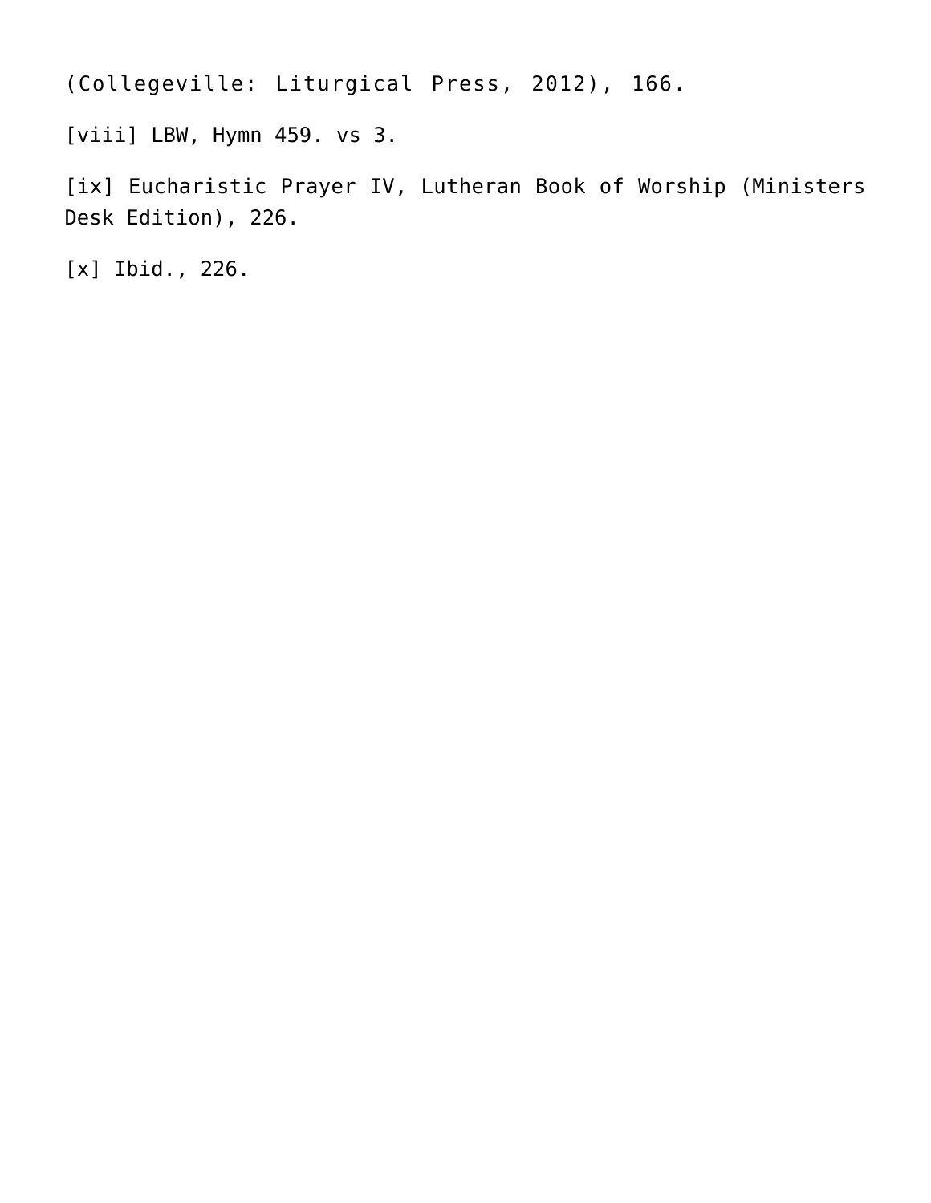(Collegeville: Liturgical Press, 2012), 166.

[viii] LBW, Hymn 459. vs 3.

[ix] Eucharistic Prayer IV, Lutheran Book of Worship (Ministers Desk Edition), 226.

[x] Ibid., 226.